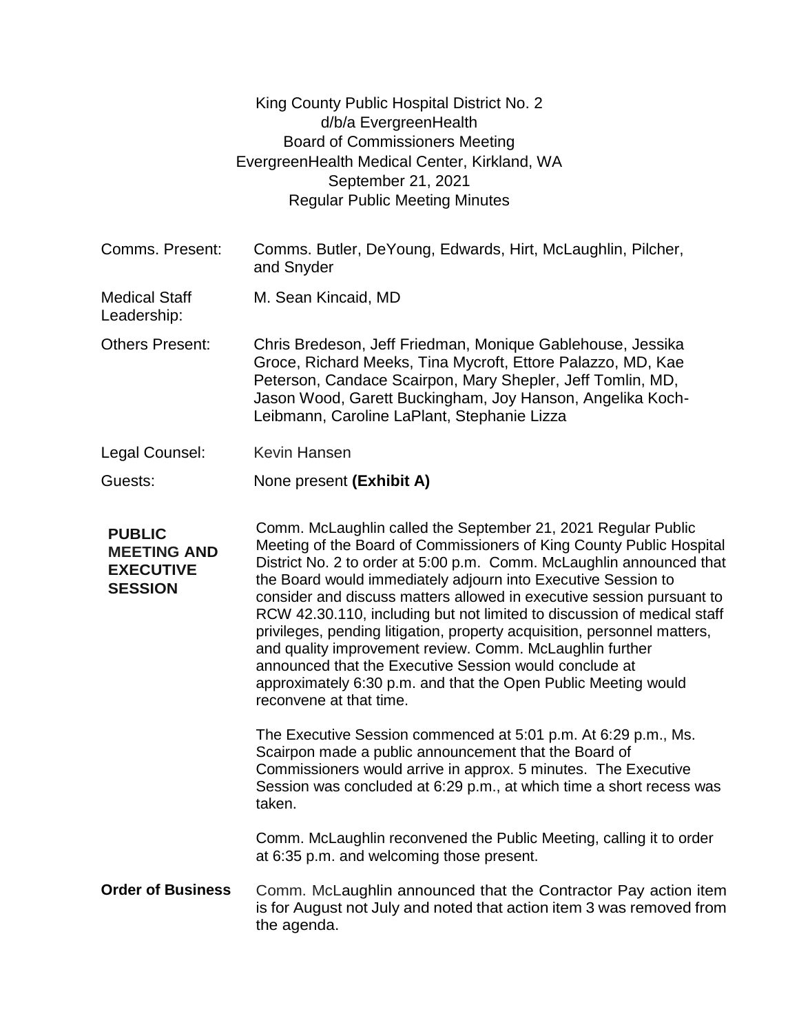King County Public Hospital District No. 2
d/b/a EvergreenHealth
Board of Commissioners Meeting
EvergreenHealth Medical Center, Kirkland, WA
September 21, 2021
Regular Public Meeting Minutes

| | |
|---|---|
| Comms. Present: | Comms. Butler, DeYoung, Edwards, Hirt, McLaughlin, Pilcher, and Snyder |
| Medical Staff Leadership: | M. Sean Kincaid, MD |
| Others Present: | Chris Bredeson, Jeff Friedman, Monique Gablehouse, Jessika Groce, Richard Meeks, Tina Mycroft, Ettore Palazzo, MD, Kae Peterson, Candace Scairpon, Mary Shepler, Jeff Tomlin, MD, Jason Wood, Garett Buckingham, Joy Hanson, Angelika Koch-Leibmann, Caroline LaPlant, Stephanie Lizza |
| Legal Counsel: | Kevin Hansen |
| Guests: | None present **(Exhibit A)** |

**PUBLIC MEETING AND EXECUTIVE SESSION**

Comm. McLaughlin called the September 21, 2021 Regular Public Meeting of the Board of Commissioners of King County Public Hospital District No. 2 to order at 5:00 p.m. Comm. McLaughlin announced that the Board would immediately adjourn into Executive Session to consider and discuss matters allowed in executive session pursuant to RCW 42.30.110, including but not limited to discussion of medical staff privileges, pending litigation, property acquisition, personnel matters, and quality improvement review. Comm. McLaughlin further announced that the Executive Session would conclude at approximately 6:30 p.m. and that the Open Public Meeting would reconvene at that time.

The Executive Session commenced at 5:01 p.m. At 6:29 p.m., Ms. Scairpon made a public announcement that the Board of Commissioners would arrive in approx. 5 minutes. The Executive Session was concluded at 6:29 p.m., at which time a short recess was taken.

Comm. McLaughlin reconvened the Public Meeting, calling it to order at 6:35 p.m. and welcoming those present.

**Order of Business**

Comm. McLaughlin announced that the Contractor Pay action item is for August not July and noted that action item 3 was removed from the agenda.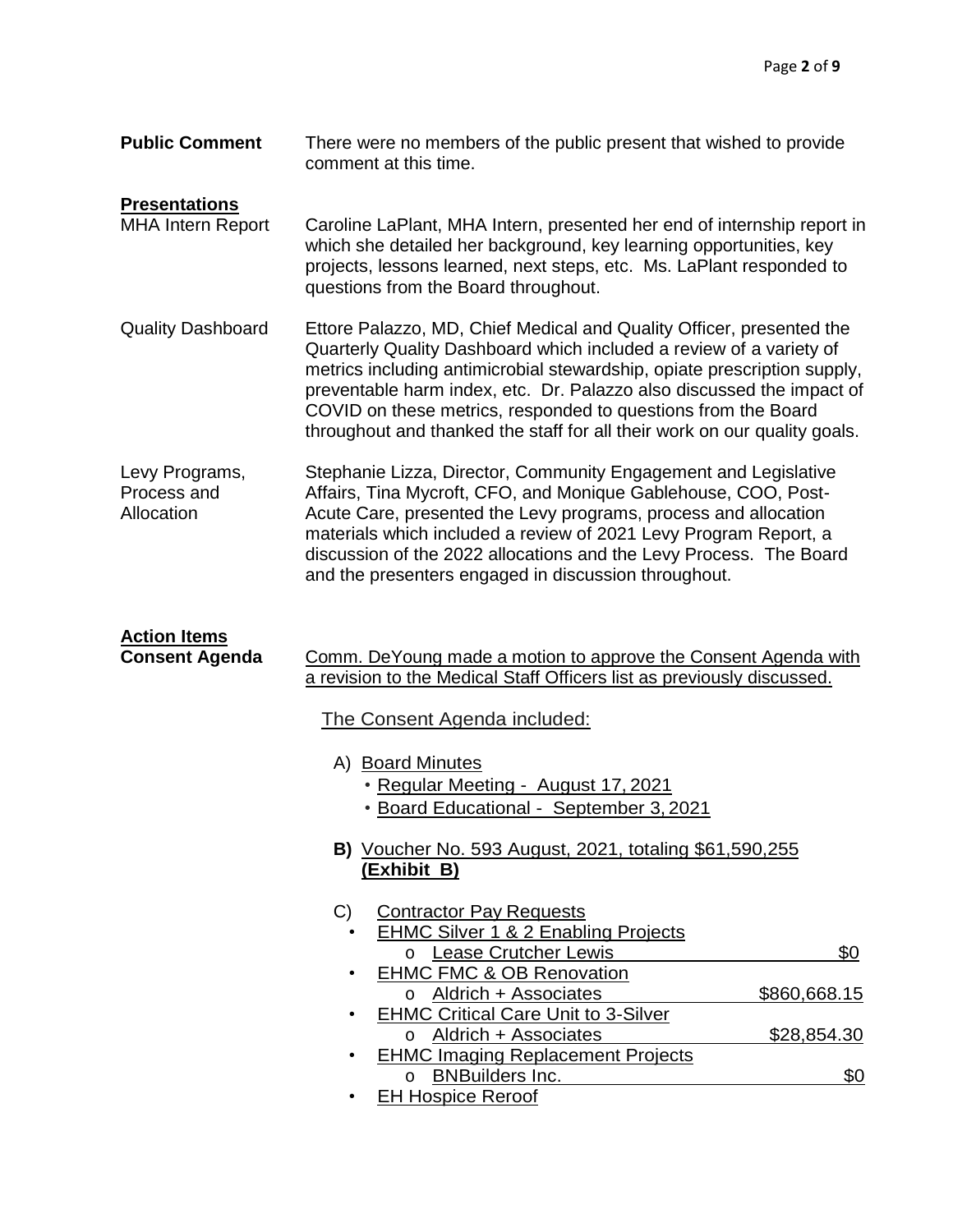**Public Comment** There were no members of the public present that wished to provide comment at this time.

## Presentations

**MHA Intern Report** Caroline LaPlant, MHA Intern, presented her end of internship report in which she detailed her background, key learning opportunities, key projects, lessons learned, next steps, etc. Ms. LaPlant responded to questions from the Board throughout.

**Quality Dashboard** Ettore Palazzo, MD, Chief Medical and Quality Officer, presented the Quarterly Quality Dashboard which included a review of a variety of metrics including antimicrobial stewardship, opiate prescription supply, preventable harm index, etc. Dr. Palazzo also discussed the impact of COVID on these metrics, responded to questions from the Board throughout and thanked the staff for all their work on our quality goals.

**Levy Programs, Process and Allocation** Stephanie Lizza, Director, Community Engagement and Legislative Affairs, Tina Mycroft, CFO, and Monique Gablehouse, COO, Post-Acute Care, presented the Levy programs, process and allocation materials which included a review of 2021 Levy Program Report, a discussion of the 2022 allocations and the Levy Process. The Board and the presenters engaged in discussion throughout.

## Action Items

**Consent Agenda** Comm. DeYoung made a motion to approve the Consent Agenda with a revision to the Medical Staff Officers list as previously discussed.

The Consent Agenda included:

A) Board Minutes
- Regular Meeting - August 17, 2021
- Board Educational - September 3, 2021

**B)** Voucher No. 593 August, 2021, totaling $61,590,255 **(Exhibit B)**

C) Contractor Pay Requests
- EHMC Silver 1 & 2 Enabling Projects
  - Lease Crutcher Lewis — $0
- EHMC FMC & OB Renovation
  - Aldrich + Associates — $860,668.15
- EHMC Critical Care Unit to 3-Silver
  - Aldrich + Associates — $28,854.30
- EHMC Imaging Replacement Projects
  - BNBuilders Inc. — $0
- EH Hospice Reroof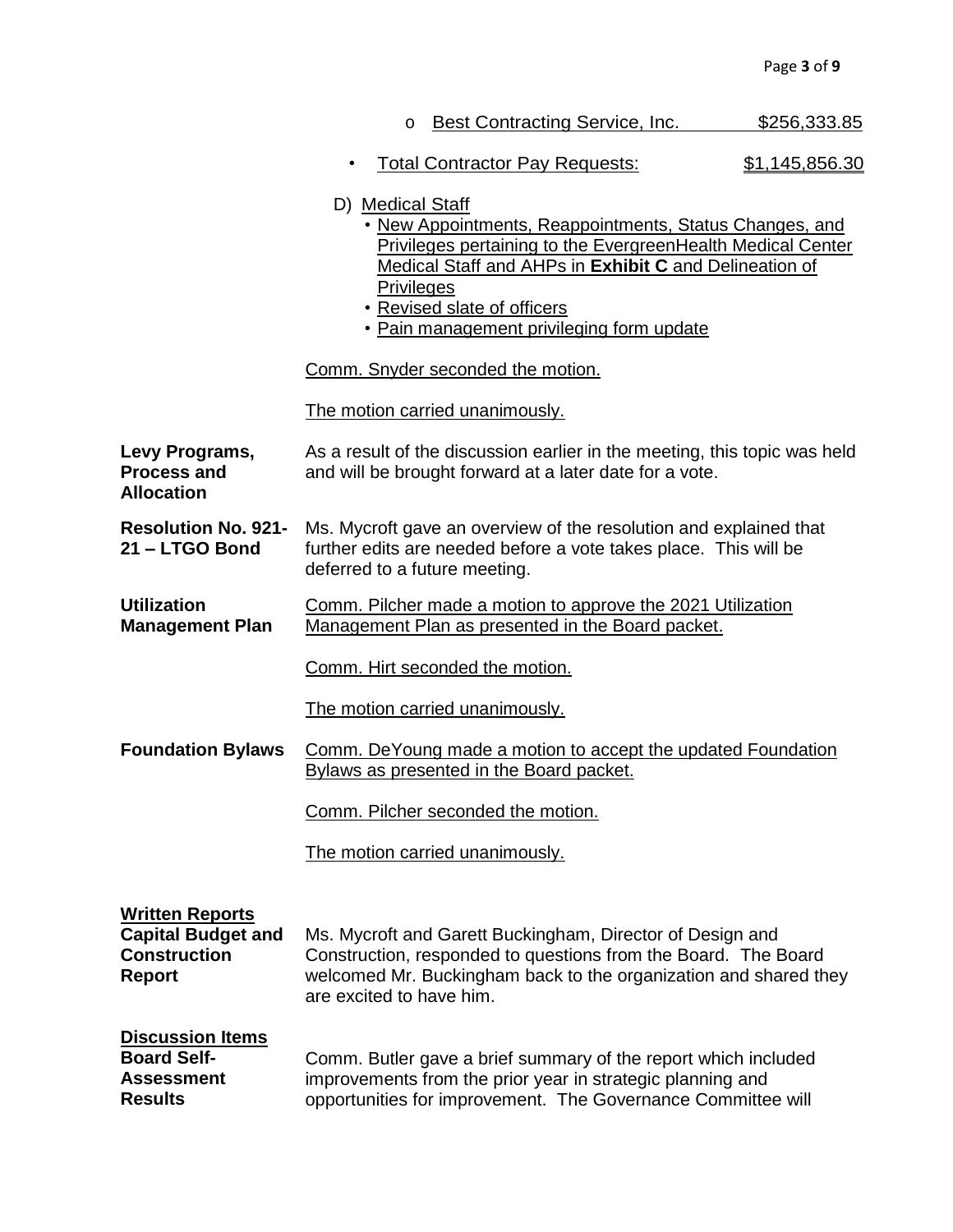- Best Contracting Service, Inc. $256,333.85

- Total Contractor Pay Requests: $1,145,856.30

D) Medical Staff

- New Appointments, Reappointments, Status Changes, and Privileges pertaining to the EvergreenHealth Medical Center Medical Staff and AHPs in **Exhibit C** and Delineation of Privileges
- Revised slate of officers
- Pain management privileging form update

Comm. Snyder seconded the motion.

The motion carried unanimously.

**Levy Programs, Process and Allocation**

As a result of the discussion earlier in the meeting, this topic was held and will be brought forward at a later date for a vote.

**Resolution No. 921-21 – LTGO Bond**

Ms. Mycroft gave an overview of the resolution and explained that further edits are needed before a vote takes place. This will be deferred to a future meeting.

**Utilization Management Plan**

Comm. Pilcher made a motion to approve the 2021 Utilization Management Plan as presented in the Board packet.

Comm. Hirt seconded the motion.

The motion carried unanimously.

**Foundation Bylaws**

Comm. DeYoung made a motion to accept the updated Foundation Bylaws as presented in the Board packet.

Comm. Pilcher seconded the motion.

The motion carried unanimously.

**Written Reports**

**Capital Budget and Construction Report**

Ms. Mycroft and Garett Buckingham, Director of Design and Construction, responded to questions from the Board. The Board welcomed Mr. Buckingham back to the organization and shared they are excited to have him.

**Discussion Items**

**Board Self-Assessment Results**

Comm. Butler gave a brief summary of the report which included improvements from the prior year in strategic planning and opportunities for improvement. The Governance Committee will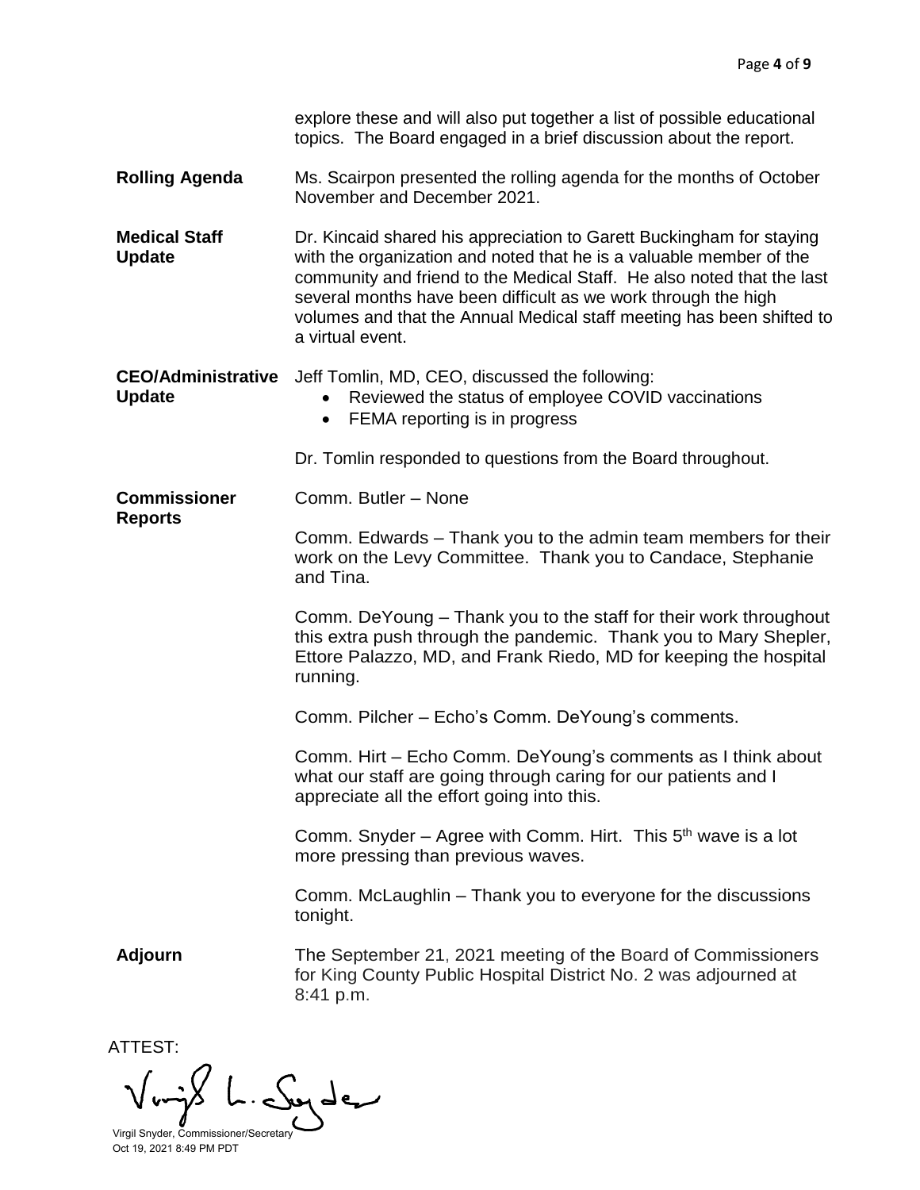explore these and will also put together a list of possible educational topics. The Board engaged in a brief discussion about the report.

**Rolling Agenda**

Ms. Scairpon presented the rolling agenda for the months of October November and December 2021.

**Medical Staff Update**

Dr. Kincaid shared his appreciation to Garett Buckingham for staying with the organization and noted that he is a valuable member of the community and friend to the Medical Staff. He also noted that the last several months have been difficult as we work through the high volumes and that the Annual Medical staff meeting has been shifted to a virtual event.

**CEO/Administrative Update**

Jeff Tomlin, MD, CEO, discussed the following:

- Reviewed the status of employee COVID vaccinations
- FEMA reporting is in progress

Dr. Tomlin responded to questions from the Board throughout.

**Commissioner Reports**

Comm. Butler – None

Comm. Edwards – Thank you to the admin team members for their work on the Levy Committee. Thank you to Candace, Stephanie and Tina.

Comm. DeYoung – Thank you to the staff for their work throughout this extra push through the pandemic. Thank you to Mary Shepler, Ettore Palazzo, MD, and Frank Riedo, MD for keeping the hospital running.

Comm. Pilcher – Echo's Comm. DeYoung's comments.

Comm. Hirt – Echo Comm. DeYoung's comments as I think about what our staff are going through caring for our patients and I appreciate all the effort going into this.

Comm. Snyder – Agree with Comm. Hirt. This 5th wave is a lot more pressing than previous waves.

Comm. McLaughlin – Thank you to everyone for the discussions tonight.

**Adjourn**

The September 21, 2021 meeting of the Board of Commissioners for King County Public Hospital District No. 2 was adjourned at 8:41 p.m.

ATTEST:

Virgil Snyder, Commissioner/Secretary
Oct 19, 2021 8:49 PM PDT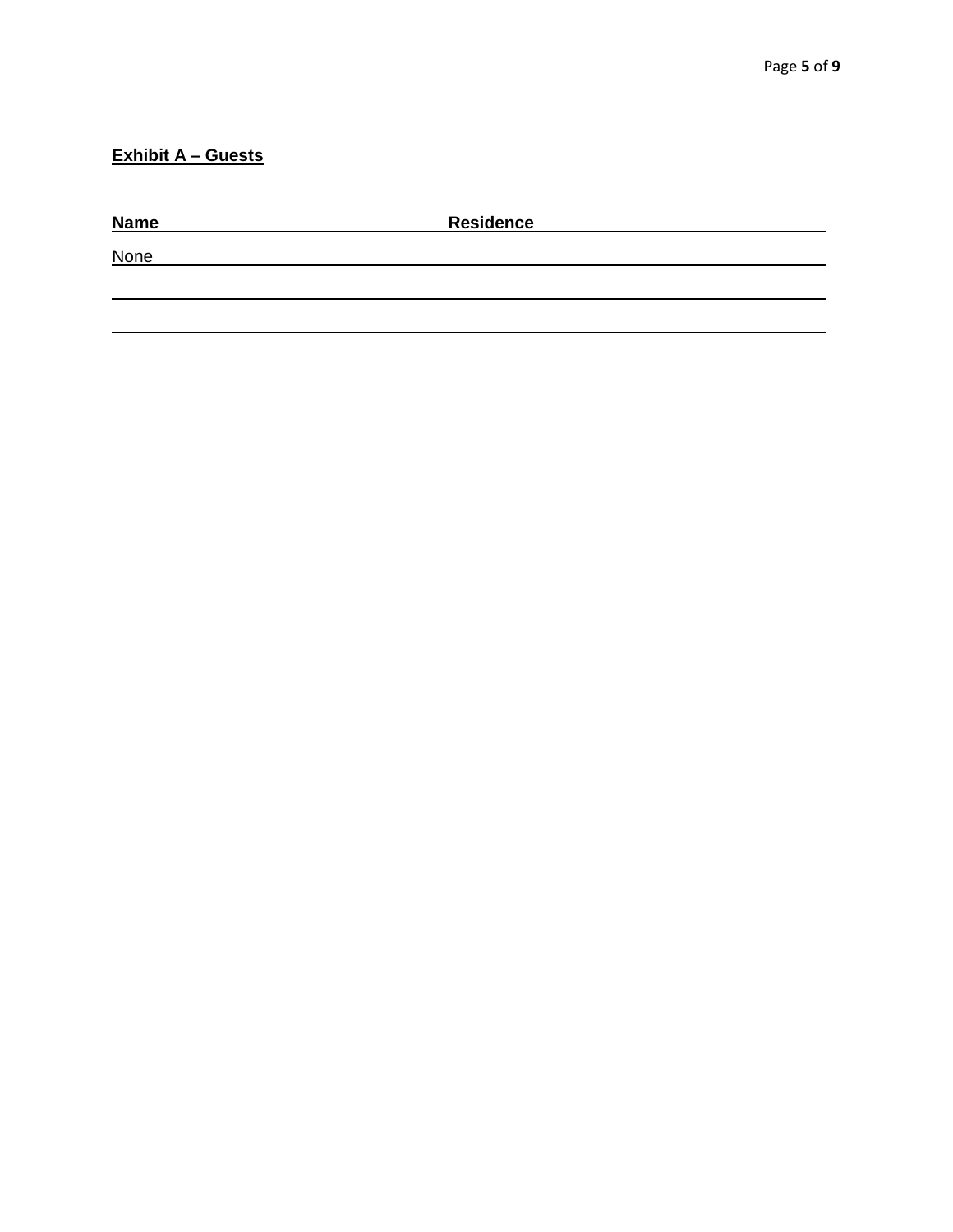**Exhibit A – Guests**

| Name | Residence |
| --- | --- |
| None | |
| | |
| | |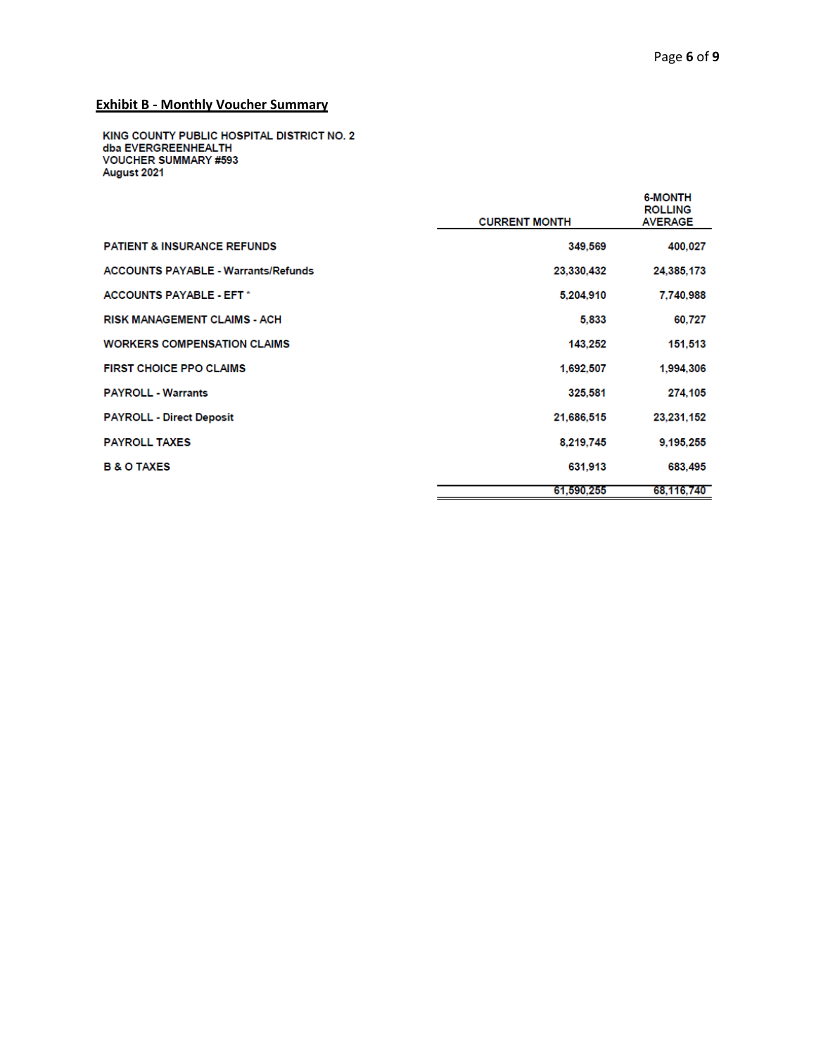## Exhibit B - Monthly Voucher Summary

**KING COUNTY PUBLIC HOSPITAL DISTRICT NO. 2**
**dba EVERGREENHEALTH**
**VOUCHER SUMMARY #593**
**August 2021**

| | CURRENT MONTH | 6-MONTH ROLLING AVERAGE |
|---|---|---|
| PATIENT & INSURANCE REFUNDS | 349,569 | 400,027 |
| ACCOUNTS PAYABLE - Warrants/Refunds | 23,330,432 | 24,385,173 |
| ACCOUNTS PAYABLE - EFT * | 5,204,910 | 7,740,988 |
| RISK MANAGEMENT CLAIMS - ACH | 5,833 | 60,727 |
| WORKERS COMPENSATION CLAIMS | 143,252 | 151,513 |
| FIRST CHOICE PPO CLAIMS | 1,692,507 | 1,994,306 |
| PAYROLL - Warrants | 325,581 | 274,105 |
| PAYROLL - Direct Deposit | 21,686,515 | 23,231,152 |
| PAYROLL TAXES | 8,219,745 | 9,195,255 |
| B & O TAXES | 631,913 | 683,495 |
| | 61,590,255 | 68,116,740 |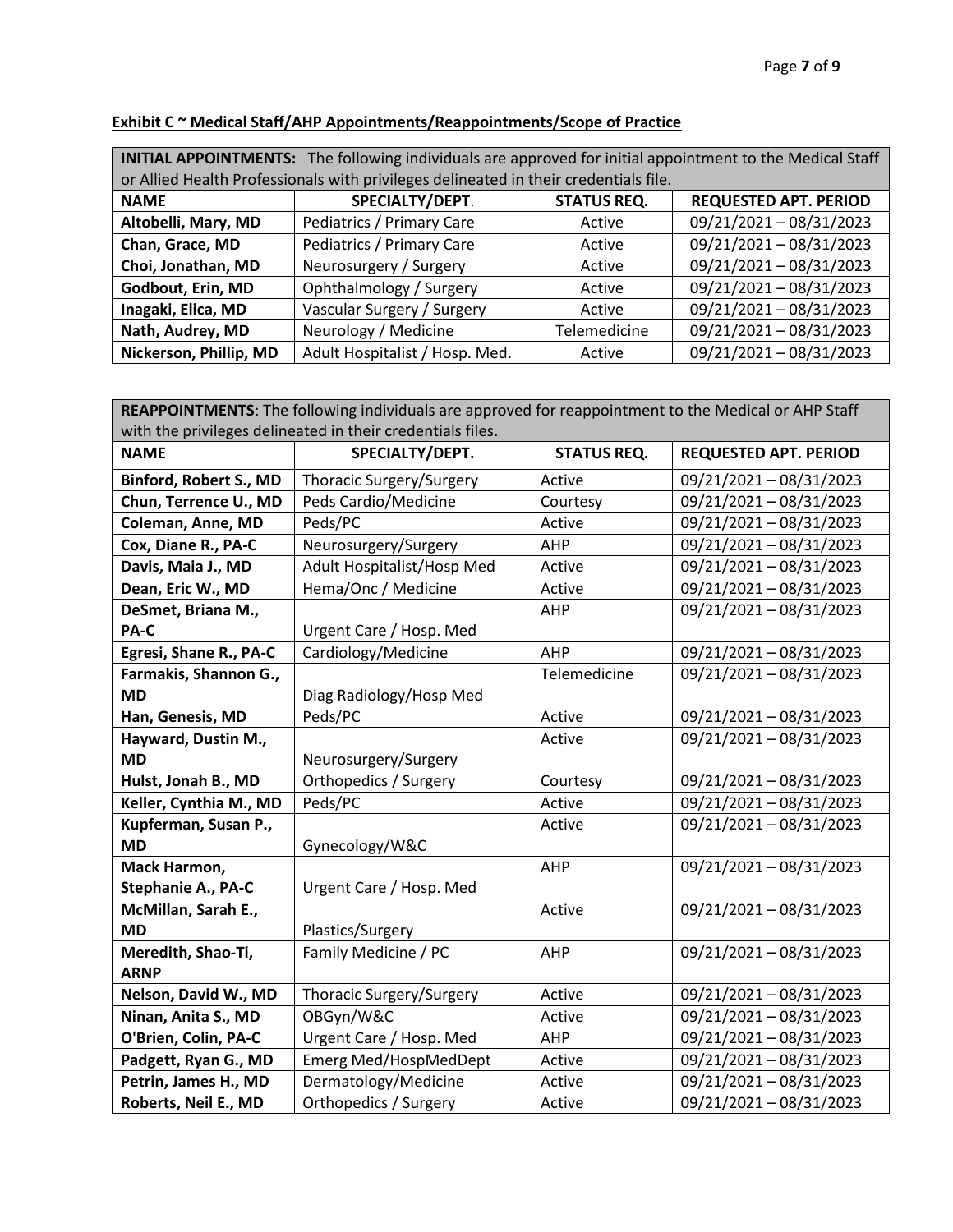**Exhibit C ~ Medical Staff/AHP Appointments/Reappointments/Scope of Practice**

| **INITIAL APPOINTMENTS:** The following individuals are approved for initial appointment to the Medical Staff or Allied Health Professionals with privileges delineated in their credentials file. | | | |
|---|---|---|---|
| **NAME** | **SPECIALTY/DEPT.** | **STATUS REQ.** | **REQUESTED APT. PERIOD** |
| **Altobelli, Mary, MD** | Pediatrics / Primary Care | Active | 09/21/2021 – 08/31/2023 |
| **Chan, Grace, MD** | Pediatrics / Primary Care | Active | 09/21/2021 – 08/31/2023 |
| **Choi, Jonathan, MD** | Neurosurgery / Surgery | Active | 09/21/2021 – 08/31/2023 |
| **Godbout, Erin, MD** | Ophthalmology / Surgery | Active | 09/21/2021 – 08/31/2023 |
| **Inagaki, Elica, MD** | Vascular Surgery / Surgery | Active | 09/21/2021 – 08/31/2023 |
| **Nath, Audrey, MD** | Neurology / Medicine | Telemedicine | 09/21/2021 – 08/31/2023 |
| **Nickerson, Phillip, MD** | Adult Hospitalist / Hosp. Med. | Active | 09/21/2021 – 08/31/2023 |

| **REAPPOINTMENTS**: The following individuals are approved for reappointment to the Medical or AHP Staff with the privileges delineated in their credentials files. | | | |
|---|---|---|---|
| **NAME** | **SPECIALTY/DEPT.** | **STATUS REQ.** | **REQUESTED APT. PERIOD** |
| **Binford, Robert S., MD** | Thoracic Surgery/Surgery | Active | 09/21/2021 – 08/31/2023 |
| **Chun, Terrence U., MD** | Peds Cardio/Medicine | Courtesy | 09/21/2021 – 08/31/2023 |
| **Coleman, Anne, MD** | Peds/PC | Active | 09/21/2021 – 08/31/2023 |
| **Cox, Diane R., PA-C** | Neurosurgery/Surgery | AHP | 09/21/2021 – 08/31/2023 |
| **Davis, Maia J., MD** | Adult Hospitalist/Hosp Med | Active | 09/21/2021 – 08/31/2023 |
| **Dean, Eric W., MD** | Hema/Onc / Medicine | Active | 09/21/2021 – 08/31/2023 |
| **DeSmet, Briana M., PA-C** | Urgent Care / Hosp. Med | AHP | 09/21/2021 – 08/31/2023 |
| **Egresi, Shane R., PA-C** | Cardiology/Medicine | AHP | 09/21/2021 – 08/31/2023 |
| **Farmakis, Shannon G., MD** | Diag Radiology/Hosp Med | Telemedicine | 09/21/2021 – 08/31/2023 |
| **Han, Genesis, MD** | Peds/PC | Active | 09/21/2021 – 08/31/2023 |
| **Hayward, Dustin M., MD** | Neurosurgery/Surgery | Active | 09/21/2021 – 08/31/2023 |
| **Hulst, Jonah B., MD** | Orthopedics / Surgery | Courtesy | 09/21/2021 – 08/31/2023 |
| **Keller, Cynthia M., MD** | Peds/PC | Active | 09/21/2021 – 08/31/2023 |
| **Kupferman, Susan P., MD** | Gynecology/W&C | Active | 09/21/2021 – 08/31/2023 |
| **Mack Harmon, Stephanie A., PA-C** | Urgent Care / Hosp. Med | AHP | 09/21/2021 – 08/31/2023 |
| **McMillan, Sarah E., MD** | Plastics/Surgery | Active | 09/21/2021 – 08/31/2023 |
| **Meredith, Shao-Ti, ARNP** | Family Medicine / PC | AHP | 09/21/2021 – 08/31/2023 |
| **Nelson, David W., MD** | Thoracic Surgery/Surgery | Active | 09/21/2021 – 08/31/2023 |
| **Ninan, Anita S., MD** | OBGyn/W&C | Active | 09/21/2021 – 08/31/2023 |
| **O'Brien, Colin, PA-C** | Urgent Care / Hosp. Med | AHP | 09/21/2021 – 08/31/2023 |
| **Padgett, Ryan G., MD** | Emerg Med/HospMedDept | Active | 09/21/2021 – 08/31/2023 |
| **Petrin, James H., MD** | Dermatology/Medicine | Active | 09/21/2021 – 08/31/2023 |
| **Roberts, Neil E., MD** | Orthopedics / Surgery | Active | 09/21/2021 – 08/31/2023 |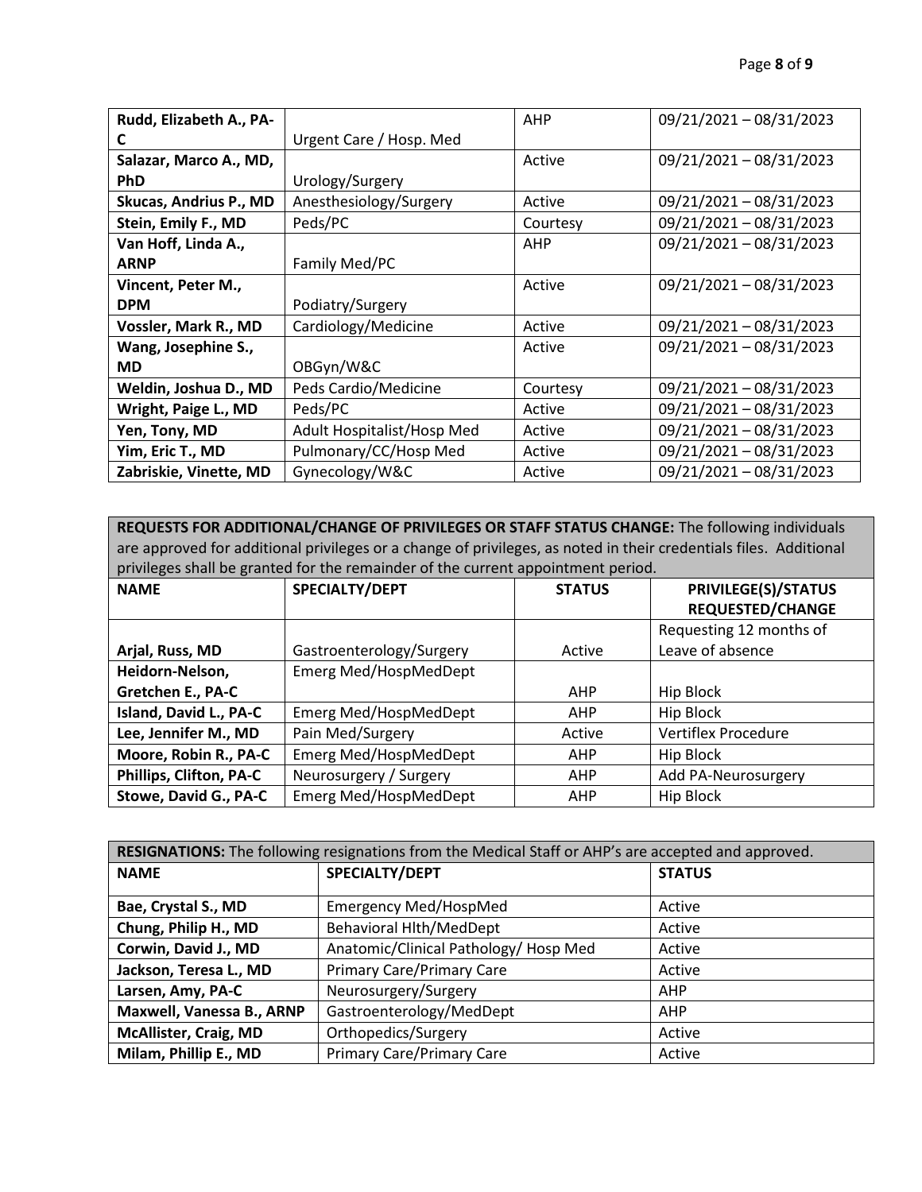| **Rudd, Elizabeth A., PA-C** | Urgent Care / Hosp. Med | AHP | 09/21/2021 – 08/31/2023 |
|---|---|---|---|
| **Salazar, Marco A., MD, PhD** | Urology/Surgery | Active | 09/21/2021 – 08/31/2023 |
| **Skucas, Andrius P., MD** | Anesthesiology/Surgery | Active | 09/21/2021 – 08/31/2023 |
| **Stein, Emily F., MD** | Peds/PC | Courtesy | 09/21/2021 – 08/31/2023 |
| **Van Hoff, Linda A., ARNP** | Family Med/PC | AHP | 09/21/2021 – 08/31/2023 |
| **Vincent, Peter M., DPM** | Podiatry/Surgery | Active | 09/21/2021 – 08/31/2023 |
| **Vossler, Mark R., MD** | Cardiology/Medicine | Active | 09/21/2021 – 08/31/2023 |
| **Wang, Josephine S., MD** | OBGyn/W&C | Active | 09/21/2021 – 08/31/2023 |
| **Weldin, Joshua D., MD** | Peds Cardio/Medicine | Courtesy | 09/21/2021 – 08/31/2023 |
| **Wright, Paige L., MD** | Peds/PC | Active | 09/21/2021 – 08/31/2023 |
| **Yen, Tony, MD** | Adult Hospitalist/Hosp Med | Active | 09/21/2021 – 08/31/2023 |
| **Yim, Eric T., MD** | Pulmonary/CC/Hosp Med | Active | 09/21/2021 – 08/31/2023 |
| **Zabriskie, Vinette, MD** | Gynecology/W&C | Active | 09/21/2021 – 08/31/2023 |

**REQUESTS FOR ADDITIONAL/CHANGE OF PRIVILEGES OR STAFF STATUS CHANGE:** The following individuals are approved for additional privileges or a change of privileges, as noted in their credentials files. Additional privileges shall be granted for the remainder of the current appointment period.

| NAME | SPECIALTY/DEPT | STATUS | PRIVILEGE(S)/STATUS REQUESTED/CHANGE |
|---|---|---|---|
| **Arjal, Russ, MD** | Gastroenterology/Surgery | Active | Requesting 12 months of Leave of absence |
| **Heidorn-Nelson, Gretchen E., PA-C** | Emerg Med/HospMedDept | AHP | Hip Block |
| **Island, David L., PA-C** | Emerg Med/HospMedDept | AHP | Hip Block |
| **Lee, Jennifer M., MD** | Pain Med/Surgery | Active | Vertiflex Procedure |
| **Moore, Robin R., PA-C** | Emerg Med/HospMedDept | AHP | Hip Block |
| **Phillips, Clifton, PA-C** | Neurosurgery / Surgery | AHP | Add PA-Neurosurgery |
| **Stowe, David G., PA-C** | Emerg Med/HospMedDept | AHP | Hip Block |

**RESIGNATIONS:** The following resignations from the Medical Staff or AHP's are accepted and approved.

| NAME | SPECIALTY/DEPT | STATUS |
|---|---|---|
| **Bae, Crystal S., MD** | Emergency Med/HospMed | Active |
| **Chung, Philip H., MD** | Behavioral Hlth/MedDept | Active |
| **Corwin, David J., MD** | Anatomic/Clinical Pathology/ Hosp Med | Active |
| **Jackson, Teresa L., MD** | Primary Care/Primary Care | Active |
| **Larsen, Amy, PA-C** | Neurosurgery/Surgery | AHP |
| **Maxwell, Vanessa B., ARNP** | Gastroenterology/MedDept | AHP |
| **McAllister, Craig, MD** | Orthopedics/Surgery | Active |
| **Milam, Phillip E., MD** | Primary Care/Primary Care | Active |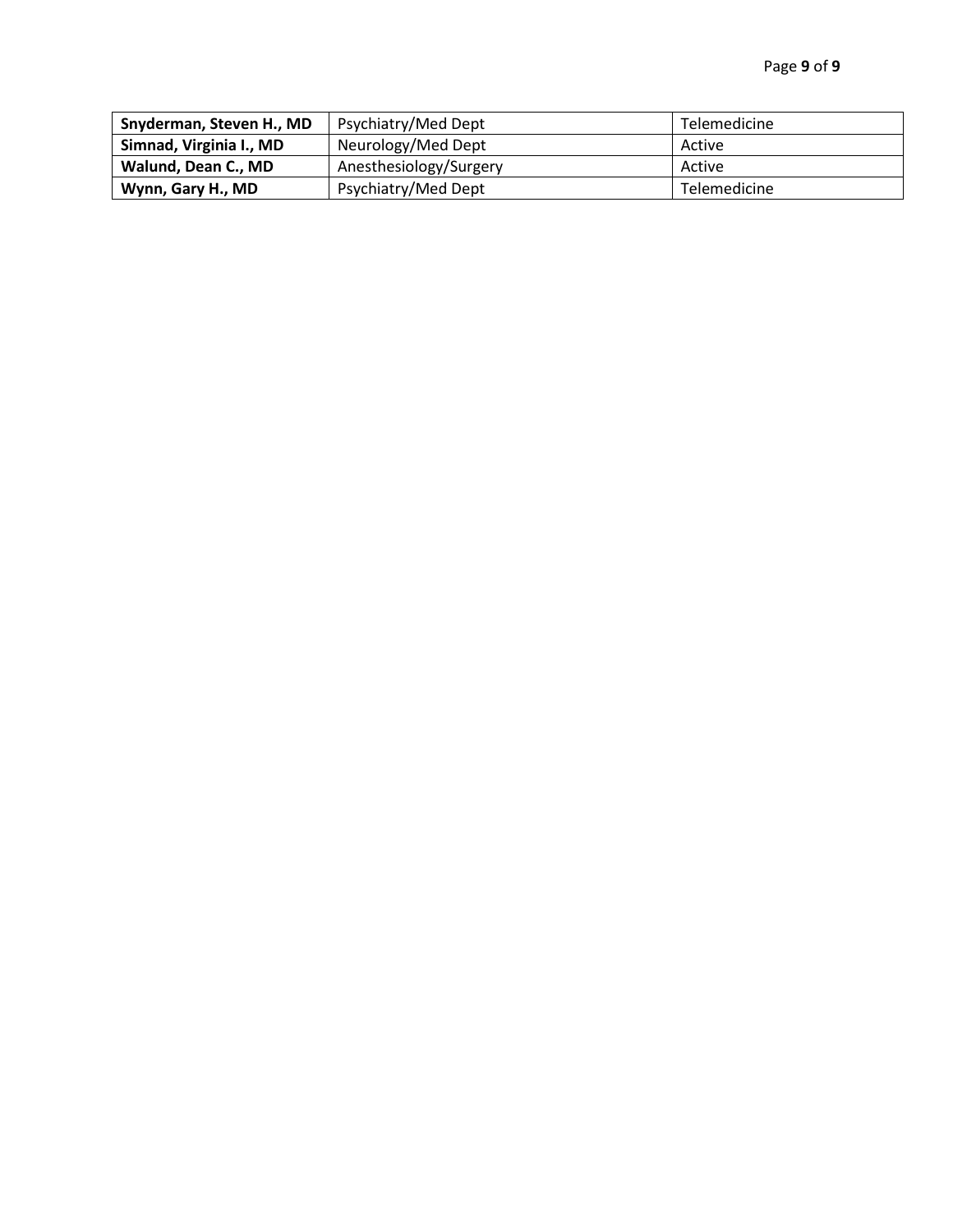| | | |
|---|---|---|
| **Snyderman, Steven H., MD** | Psychiatry/Med Dept | Telemedicine |
| **Simnad, Virginia I., MD** | Neurology/Med Dept | Active |
| **Walund, Dean C., MD** | Anesthesiology/Surgery | Active |
| **Wynn, Gary H., MD** | Psychiatry/Med Dept | Telemedicine |